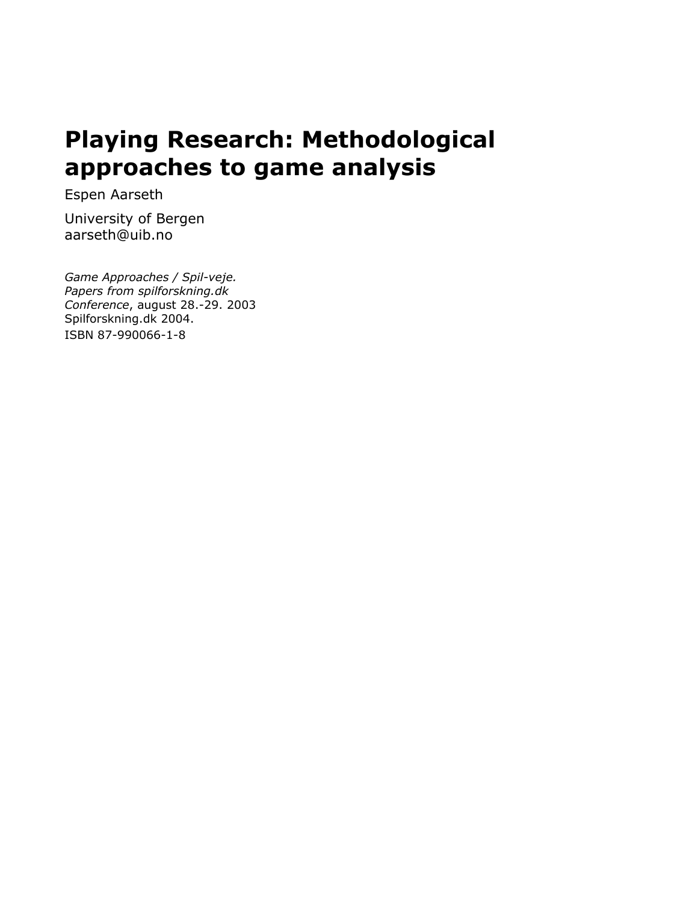# Playing Research: Methodological approaches to game analysis

Espen Aarseth

University of Bergen
aarseth@uib.no

*Game Approaches / Spil-veje. Papers from spilforskning.dk Conference*, august 28.-29. 2003
Spilforskning.dk 2004.
ISBN 87-990066-1-8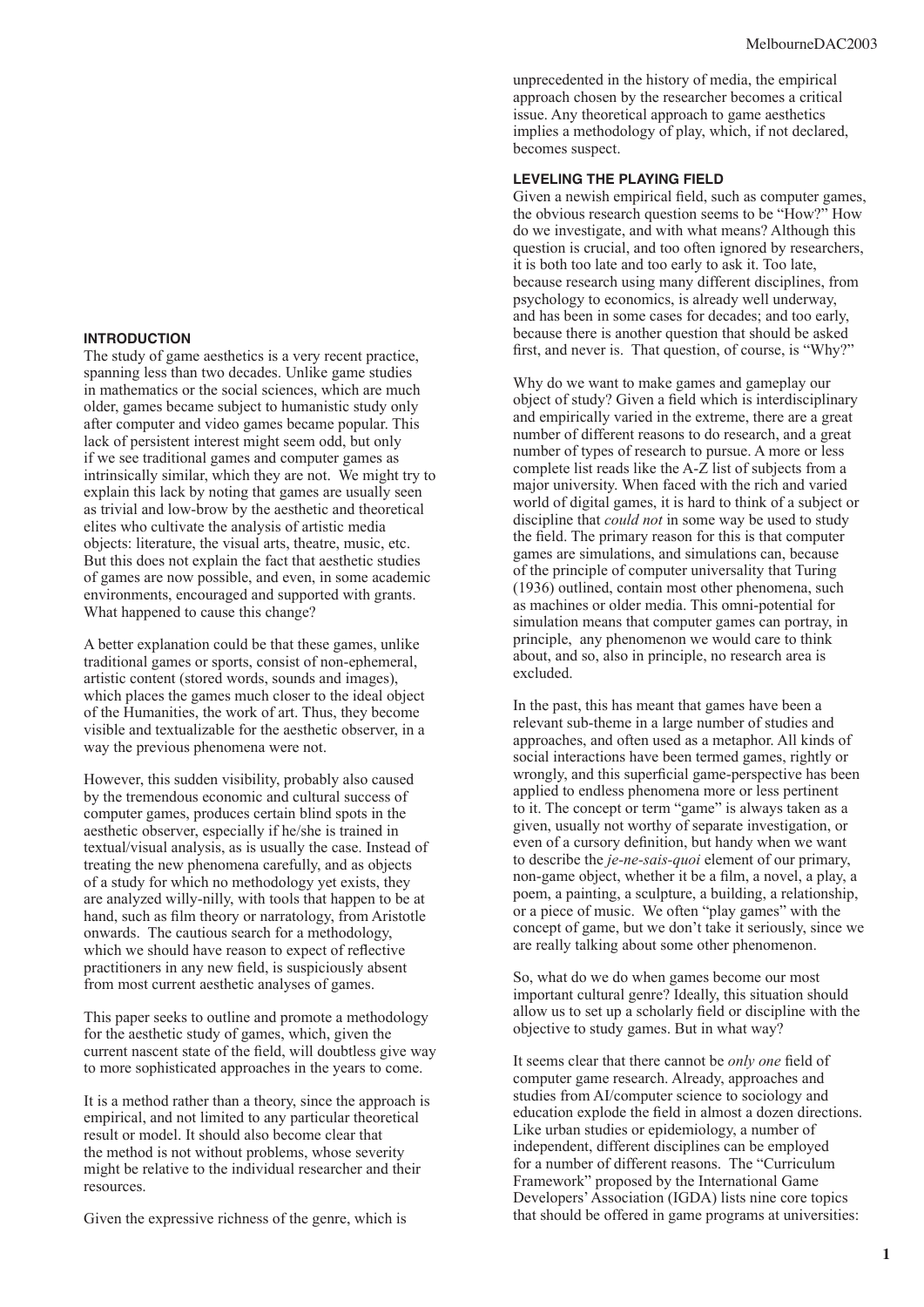## INTRODUCTION

The study of game aesthetics is a very recent practice, spanning less than two decades. Unlike game studies in mathematics or the social sciences, which are much older, games became subject to humanistic study only after computer and video games became popular. This lack of persistent interest might seem odd, but only if we see traditional games and computer games as intrinsically similar, which they are not. We might try to explain this lack by noting that games are usually seen as trivial and low-brow by the aesthetic and theoretical elites who cultivate the analysis of artistic media objects: literature, the visual arts, theatre, music, etc. But this does not explain the fact that aesthetic studies of games are now possible, and even, in some academic environments, encouraged and supported with grants. What happened to cause this change?

A better explanation could be that these games, unlike traditional games or sports, consist of non-ephemeral, artistic content (stored words, sounds and images), which places the games much closer to the ideal object of the Humanities, the work of art. Thus, they become visible and textualizable for the aesthetic observer, in a way the previous phenomena were not.

However, this sudden visibility, probably also caused by the tremendous economic and cultural success of computer games, produces certain blind spots in the aesthetic observer, especially if he/she is trained in textual/visual analysis, as is usually the case. Instead of treating the new phenomena carefully, and as objects of a study for which no methodology yet exists, they are analyzed willy-nilly, with tools that happen to be at hand, such as film theory or narratology, from Aristotle onwards. The cautious search for a methodology, which we should have reason to expect of reflective practitioners in any new field, is suspiciously absent from most current aesthetic analyses of games.

This paper seeks to outline and promote a methodology for the aesthetic study of games, which, given the current nascent state of the field, will doubtless give way to more sophisticated approaches in the years to come.

It is a method rather than a theory, since the approach is empirical, and not limited to any particular theoretical result or model. It should also become clear that the method is not without problems, whose severity might be relative to the individual researcher and their resources.

Given the expressive richness of the genre, which is unprecedented in the history of media, the empirical approach chosen by the researcher becomes a critical issue. Any theoretical approach to game aesthetics implies a methodology of play, which, if not declared, becomes suspect.

## LEVELING THE PLAYING FIELD

Given a newish empirical field, such as computer games, the obvious research question seems to be "How?" How do we investigate, and with what means? Although this question is crucial, and too often ignored by researchers, it is both too late and too early to ask it. Too late, because research using many different disciplines, from psychology to economics, is already well underway, and has been in some cases for decades; and too early, because there is another question that should be asked first, and never is. That question, of course, is "Why?"

Why do we want to make games and gameplay our object of study? Given a field which is interdisciplinary and empirically varied in the extreme, there are a great number of different reasons to do research, and a great number of types of research to pursue. A more or less complete list reads like the A-Z list of subjects from a major university. When faced with the rich and varied world of digital games, it is hard to think of a subject or discipline that *could not* in some way be used to study the field. The primary reason for this is that computer games are simulations, and simulations can, because of the principle of computer universality that Turing (1936) outlined, contain most other phenomena, such as machines or older media. This omni-potential for simulation means that computer games can portray, in principle, any phenomenon we would care to think about, and so, also in principle, no research area is excluded.

In the past, this has meant that games have been a relevant sub-theme in a large number of studies and approaches, and often used as a metaphor. All kinds of social interactions have been termed games, rightly or wrongly, and this superficial game-perspective has been applied to endless phenomena more or less pertinent to it. The concept or term "game" is always taken as a given, usually not worthy of separate investigation, or even of a cursory definition, but handy when we want to describe the *je-ne-sais-quoi* element of our primary, non-game object, whether it be a film, a novel, a play, a poem, a painting, a sculpture, a building, a relationship, or a piece of music. We often "play games" with the concept of game, but we don't take it seriously, since we are really talking about some other phenomenon.

So, what do we do when games become our most important cultural genre? Ideally, this situation should allow us to set up a scholarly field or discipline with the objective to study games. But in what way?

It seems clear that there cannot be *only one* field of computer game research. Already, approaches and studies from AI/computer science to sociology and education explode the field in almost a dozen directions. Like urban studies or epidemiology, a number of independent, different disciplines can be employed for a number of different reasons. The "Curriculum Framework" proposed by the International Game Developers' Association (IGDA) lists nine core topics that should be offered in game programs at universities: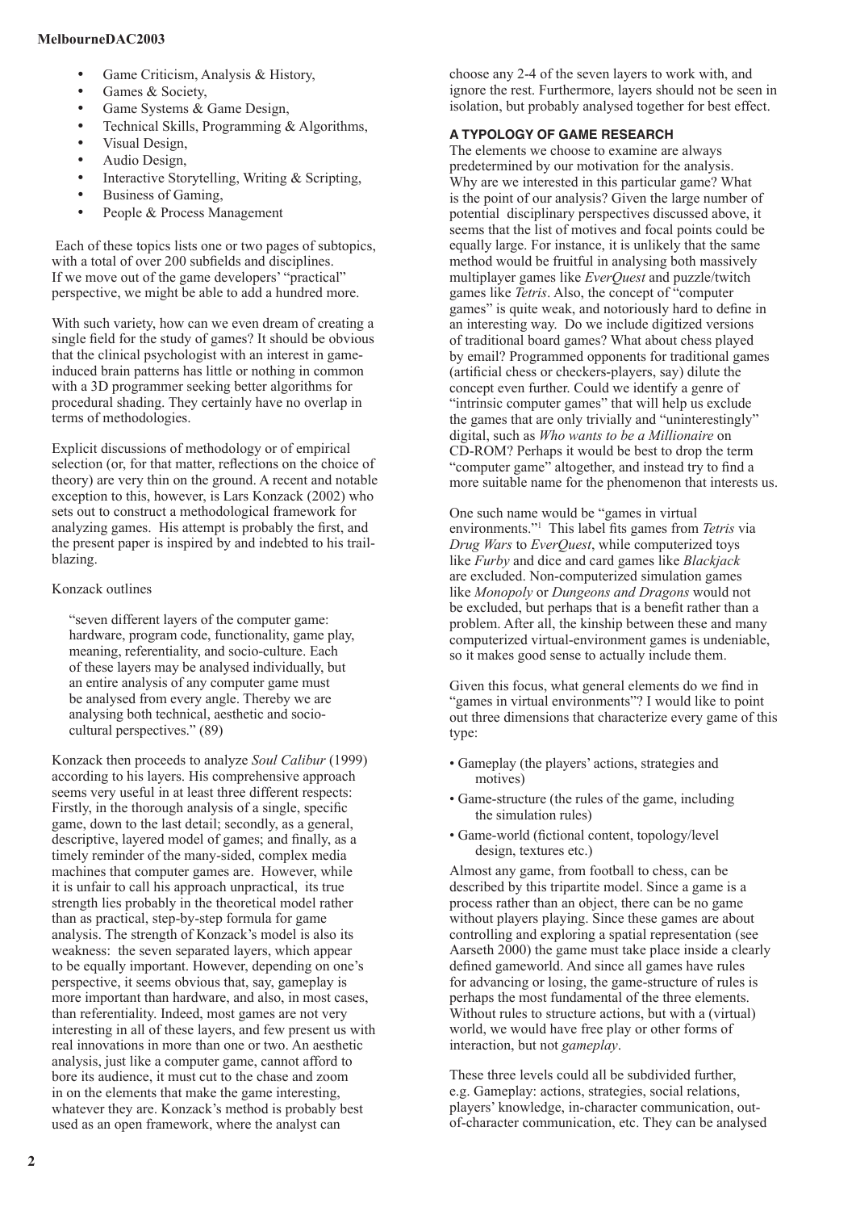- Game Criticism, Analysis & History,
- Games & Society,
- Game Systems & Game Design,
- Technical Skills, Programming & Algorithms,
- Visual Design,
- Audio Design,
- Interactive Storytelling, Writing & Scripting,
- Business of Gaming,
- People & Process Management

Each of these topics lists one or two pages of subtopics, with a total of over 200 subfields and disciplines. If we move out of the game developers' "practical" perspective, we might be able to add a hundred more.

With such variety, how can we even dream of creating a single field for the study of games? It should be obvious that the clinical psychologist with an interest in game-induced brain patterns has little or nothing in common with a 3D programmer seeking better algorithms for procedural shading. They certainly have no overlap in terms of methodologies.

Explicit discussions of methodology or of empirical selection (or, for that matter, reflections on the choice of theory) are very thin on the ground. A recent and notable exception to this, however, is Lars Konzack (2002) who sets out to construct a methodological framework for analyzing games. His attempt is probably the first, and the present paper is inspired by and indebted to his trail-blazing.

Konzack outlines

> "seven different layers of the computer game: hardware, program code, functionality, game play, meaning, referentiality, and socio-culture. Each of these layers may be analysed individually, but an entire analysis of any computer game must be analysed from every angle. Thereby we are analysing both technical, aesthetic and socio-cultural perspectives." (89)

Konzack then proceeds to analyze *Soul Calibur* (1999) according to his layers. His comprehensive approach seems very useful in at least three different respects: Firstly, in the thorough analysis of a single, specific game, down to the last detail; secondly, as a general, descriptive, layered model of games; and finally, as a timely reminder of the many-sided, complex media machines that computer games are. However, while it is unfair to call his approach unpractical, its true strength lies probably in the theoretical model rather than as practical, step-by-step formula for game analysis. The strength of Konzack's model is also its weakness: the seven separated layers, which appear to be equally important. However, depending on one's perspective, it seems obvious that, say, gameplay is more important than hardware, and also, in most cases, than referentiality. Indeed, most games are not very interesting in all of these layers, and few present us with real innovations in more than one or two. An aesthetic analysis, just like a computer game, cannot afford to bore its audience, it must cut to the chase and zoom in on the elements that make the game interesting, whatever they are. Konzack's method is probably best used as an open framework, where the analyst can choose any 2-4 of the seven layers to work with, and ignore the rest. Furthermore, layers should not be seen in isolation, but probably analysed together for best effect.

## A TYPOLOGY OF GAME RESEARCH

The elements we choose to examine are always predetermined by our motivation for the analysis. Why are we interested in this particular game? What is the point of our analysis? Given the large number of potential disciplinary perspectives discussed above, it seems that the list of motives and focal points could be equally large. For instance, it is unlikely that the same method would be fruitful in analysing both massively multiplayer games like *EverQuest* and puzzle/twitch games like *Tetris*. Also, the concept of "computer games" is quite weak, and notoriously hard to define in an interesting way. Do we include digitized versions of traditional board games? What about chess played by email? Programmed opponents for traditional games (artificial chess or checkers-players, say) dilute the concept even further. Could we identify a genre of "intrinsic computer games" that will help us exclude the games that are only trivially and "uninterestingly" digital, such as *Who wants to be a Millionaire* on CD-ROM? Perhaps it would be best to drop the term "computer game" altogether, and instead try to find a more suitable name for the phenomenon that interests us.

One such name would be "games in virtual environments."[1] This label fits games from *Tetris* via *Drug Wars* to *EverQuest*, while computerized toys like *Furby* and dice and card games like *Blackjack* are excluded. Non-computerized simulation games like *Monopoly* or *Dungeons and Dragons* would not be excluded, but perhaps that is a benefit rather than a problem. After all, the kinship between these and many computerized virtual-environment games is undeniable, so it makes good sense to actually include them.

Given this focus, what general elements do we find in "games in virtual environments"? I would like to point out three dimensions that characterize every game of this type:

- Gameplay (the players' actions, strategies and motives)
- Game-structure (the rules of the game, including the simulation rules)
- Game-world (fictional content, topology/level design, textures etc.)

Almost any game, from football to chess, can be described by this tripartite model. Since a game is a process rather than an object, there can be no game without players playing. Since these games are about controlling and exploring a spatial representation (see Aarseth 2000) the game must take place inside a clearly defined gameworld. And since all games have rules for advancing or losing, the game-structure of rules is perhaps the most fundamental of the three elements. Without rules to structure actions, but with a (virtual) world, we would have free play or other forms of interaction, but not *gameplay*.

These three levels could all be subdivided further, e.g. Gameplay: actions, strategies, social relations, players' knowledge, in-character communication, out-of-character communication, etc. They can be analysed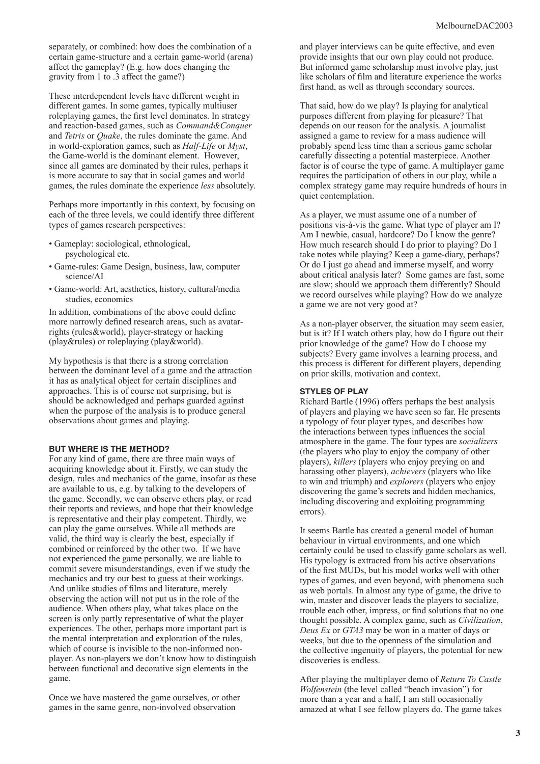separately, or combined: how does the combination of a certain game-structure and a certain game-world (arena) affect the gameplay? (E.g. how does changing the gravity from 1 to .3 affect the game?)

These interdependent levels have different weight in different games. In some games, typically multiuser roleplaying games, the first level dominates. In strategy and reaction-based games, such as *Command&Conquer* and *Tetris* or *Quake*, the rules dominate the game. And in world-exploration games, such as *Half-Life* or *Myst*, the Game-world is the dominant element. However, since all games are dominated by their rules, perhaps it is more accurate to say that in social games and world games, the rules dominate the experience *less* absolutely.

Perhaps more importantly in this context, by focusing on each of the three levels, we could identify three different types of games research perspectives:

- Gameplay: sociological, ethnological, psychological etc.
- Game-rules: Game Design, business, law, computer science/AI
- Game-world: Art, aesthetics, history, cultural/media studies, economics

In addition, combinations of the above could define more narrowly defined research areas, such as avatar-rights (rules&world), player-strategy or hacking (play&rules) or roleplaying (play&world).

My hypothesis is that there is a strong correlation between the dominant level of a game and the attraction it has as analytical object for certain disciplines and approaches. This is of course not surprising, but is should be acknowledged and perhaps guarded against when the purpose of the analysis is to produce general observations about games and playing.

## BUT WHERE IS THE METHOD?

For any kind of game, there are three main ways of acquiring knowledge about it. Firstly, we can study the design, rules and mechanics of the game, insofar as these are available to us, e.g. by talking to the developers of the game. Secondly, we can observe others play, or read their reports and reviews, and hope that their knowledge is representative and their play competent. Thirdly, we can play the game ourselves. While all methods are valid, the third way is clearly the best, especially if combined or reinforced by the other two. If we have not experienced the game personally, we are liable to commit severe misunderstandings, even if we study the mechanics and try our best to guess at their workings. And unlike studies of films and literature, merely observing the action will not put us in the role of the audience. When others play, what takes place on the screen is only partly representative of what the player experiences. The other, perhaps more important part is the mental interpretation and exploration of the rules, which of course is invisible to the non-informed non-player. As non-players we don't know how to distinguish between functional and decorative sign elements in the game.

Once we have mastered the game ourselves, or other games in the same genre, non-involved observation and player interviews can be quite effective, and even provide insights that our own play could not produce. But informed game scholarship must involve play, just like scholars of film and literature experience the works first hand, as well as through secondary sources.

That said, how do we play? Is playing for analytical purposes different from playing for pleasure? That depends on our reason for the analysis. A journalist assigned a game to review for a mass audience will probably spend less time than a serious game scholar carefully dissecting a potential masterpiece. Another factor is of course the type of game. A multiplayer game requires the participation of others in our play, while a complex strategy game may require hundreds of hours in quiet contemplation.

As a player, we must assume one of a number of positions vis-à-vis the game. What type of player am I? Am I newbie, casual, hardcore? Do I know the genre? How much research should I do prior to playing? Do I take notes while playing? Keep a game-diary, perhaps? Or do I just go ahead and immerse myself, and worry about critical analysis later? Some games are fast, some are slow; should we approach them differently? Should we record ourselves while playing? How do we analyze a game we are not very good at?

As a non-player observer, the situation may seem easier, but is it? If I watch others play, how do I figure out their prior knowledge of the game? How do I choose my subjects? Every game involves a learning process, and this process is different for different players, depending on prior skills, motivation and context.

## STYLES OF PLAY

Richard Bartle (1996) offers perhaps the best analysis of players and playing we have seen so far. He presents a typology of four player types, and describes how the interactions between types influences the social atmosphere in the game. The four types are *socializers* (the players who play to enjoy the company of other players), *killers* (players who enjoy preying on and harassing other players), *achievers* (players who like to win and triumph) and *explorers* (players who enjoy discovering the game's secrets and hidden mechanics, including discovering and exploiting programming errors).

It seems Bartle has created a general model of human behaviour in virtual environments, and one which certainly could be used to classify game scholars as well. His typology is extracted from his active observations of the first MUDs, but his model works well with other types of games, and even beyond, with phenomena such as web portals. In almost any type of game, the drive to win, master and discover leads the players to socialize, trouble each other, impress, or find solutions that no one thought possible. A complex game, such as *Civilization*, *Deus Ex* or *GTA3* may be won in a matter of days or weeks, but due to the openness of the simulation and the collective ingenuity of players, the potential for new discoveries is endless.

After playing the multiplayer demo of *Return To Castle Wolfenstein* (the level called "beach invasion") for more than a year and a half, I am still occasionally amazed at what I see fellow players do. The game takes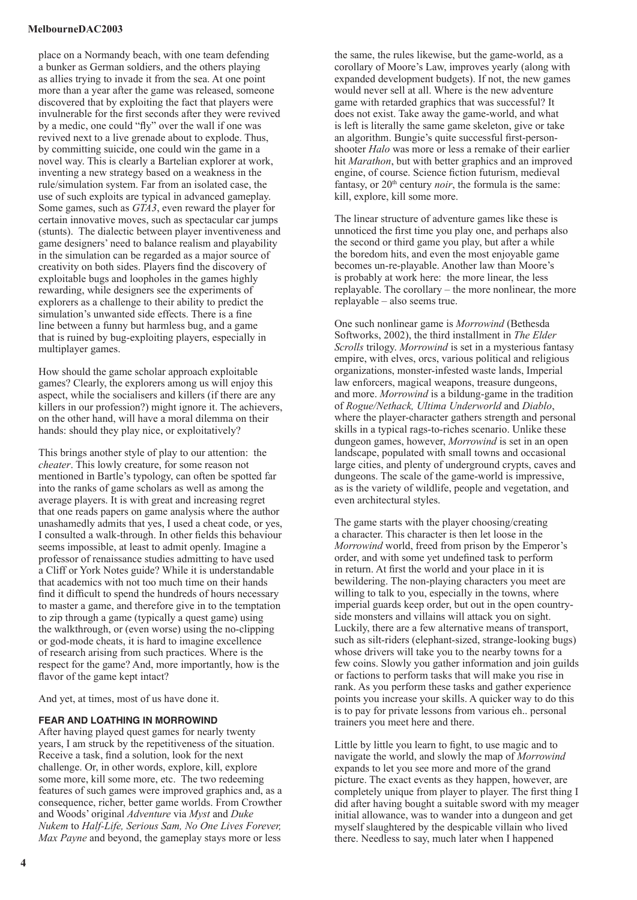place on a Normandy beach, with one team defending a bunker as German soldiers, and the others playing as allies trying to invade it from the sea. At one point more than a year after the game was released, someone discovered that by exploiting the fact that players were invulnerable for the first seconds after they were revived by a medic, one could "fly" over the wall if one was revived next to a live grenade about to explode. Thus, by committing suicide, one could win the game in a novel way. This is clearly a Bartelian explorer at work, inventing a new strategy based on a weakness in the rule/simulation system. Far from an isolated case, the use of such exploits are typical in advanced gameplay. Some games, such as *GTA3*, even reward the player for certain innovative moves, such as spectacular car jumps (stunts). The dialectic between player inventiveness and game designers' need to balance realism and playability in the simulation can be regarded as a major source of creativity on both sides. Players find the discovery of exploitable bugs and loopholes in the games highly rewarding, while designers see the experiments of explorers as a challenge to their ability to predict the simulation's unwanted side effects. There is a fine line between a funny but harmless bug, and a game that is ruined by bug-exploiting players, especially in multiplayer games.

How should the game scholar approach exploitable games? Clearly, the explorers among us will enjoy this aspect, while the socialisers and killers (if there are any killers in our profession?) might ignore it. The achievers, on the other hand, will have a moral dilemma on their hands: should they play nice, or exploitatively?

This brings another style of play to our attention: the *cheater*. This lowly creature, for some reason not mentioned in Bartle's typology, can often be spotted far into the ranks of game scholars as well as among the average players. It is with great and increasing regret that one reads papers on game analysis where the author unashamedly admits that yes, I used a cheat code, or yes, I consulted a walk-through. In other fields this behaviour seems impossible, at least to admit openly. Imagine a professor of renaissance studies admitting to have used a Cliff or York Notes guide? While it is understandable that academics with not too much time on their hands find it difficult to spend the hundreds of hours necessary to master a game, and therefore give in to the temptation to zip through a game (typically a quest game) using the walkthrough, or (even worse) using the no-clipping or god-mode cheats, it is hard to imagine excellence of research arising from such practices. Where is the respect for the game? And, more importantly, how is the flavor of the game kept intact?

And yet, at times, most of us have done it.

## FEAR AND LOATHING IN MORROWIND

After having played quest games for nearly twenty years, I am struck by the repetitiveness of the situation. Receive a task, find a solution, look for the next challenge. Or, in other words, explore, kill, explore some more, kill some more, etc. The two redeeming features of such games were improved graphics and, as a consequence, richer, better game worlds. From Crowther and Woods' original *Adventure* via *Myst* and *Duke Nukem* to *Half-Life, Serious Sam, No One Lives Forever, Max Payne* and beyond, the gameplay stays more or less the same, the rules likewise, but the game-world, as a corollary of Moore's Law, improves yearly (along with expanded development budgets). If not, the new games would never sell at all. Where is the new adventure game with retarded graphics that was successful? It does not exist. Take away the game-world, and what is left is literally the same game skeleton, give or take an algorithm. Bungie's quite successful first-person-shooter *Halo* was more or less a remake of their earlier hit *Marathon*, but with better graphics and an improved engine, of course. Science fiction futurism, medieval fantasy, or 20th century *noir*, the formula is the same: kill, explore, kill some more.

The linear structure of adventure games like these is unnoticed the first time you play one, and perhaps also the second or third game you play, but after a while the boredom hits, and even the most enjoyable game becomes un-re-playable. Another law than Moore's is probably at work here: the more linear, the less replayable. The corollary – the more nonlinear, the more replayable – also seems true.

One such nonlinear game is *Morrowind* (Bethesda Softworks, 2002), the third installment in *The Elder Scrolls* trilogy. *Morrowind* is set in a mysterious fantasy empire, with elves, orcs, various political and religious organizations, monster-infested waste lands, Imperial law enforcers, magical weapons, treasure dungeons, and more. *Morrowind* is a bildung-game in the tradition of *Rogue/Nethack, Ultima Underworld* and *Diablo*, where the player-character gathers strength and personal skills in a typical rags-to-riches scenario. Unlike these dungeon games, however, *Morrowind* is set in an open landscape, populated with small towns and occasional large cities, and plenty of underground crypts, caves and dungeons. The scale of the game-world is impressive, as is the variety of wildlife, people and vegetation, and even architectural styles.

The game starts with the player choosing/creating a character. This character is then let loose in the *Morrowind* world, freed from prison by the Emperor's order, and with some yet undefined task to perform in return. At first the world and your place in it is bewildering. The non-playing characters you meet are willing to talk to you, especially in the towns, where imperial guards keep order, but out in the open country-side monsters and villains will attack you on sight. Luckily, there are a few alternative means of transport, such as silt-riders (elephant-sized, strange-looking bugs) whose drivers will take you to the nearby towns for a few coins. Slowly you gather information and join guilds or factions to perform tasks that will make you rise in rank. As you perform these tasks and gather experience points you increase your skills. A quicker way to do this is to pay for private lessons from various eh.. personal trainers you meet here and there.

Little by little you learn to fight, to use magic and to navigate the world, and slowly the map of *Morrowind* expands to let you see more and more of the grand picture. The exact events as they happen, however, are completely unique from player to player. The first thing I did after having bought a suitable sword with my meager initial allowance, was to wander into a dungeon and get myself slaughtered by the despicable villain who lived there. Needless to say, much later when I happened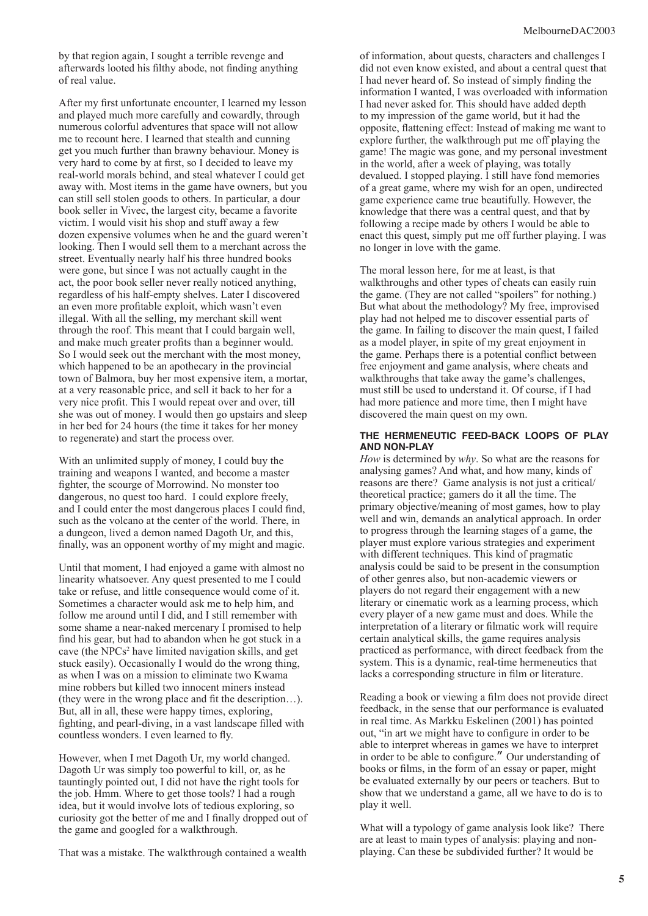by that region again, I sought a terrible revenge and afterwards looted his filthy abode, not finding anything of real value.

After my first unfortunate encounter, I learned my lesson and played much more carefully and cowardly, through numerous colorful adventures that space will not allow me to recount here. I learned that stealth and cunning get you much further than brawny behaviour. Money is very hard to come by at first, so I decided to leave my real-world morals behind, and steal whatever I could get away with. Most items in the game have owners, but you can still sell stolen goods to others. In particular, a dour book seller in Vivec, the largest city, became a favorite victim. I would visit his shop and stuff away a few dozen expensive volumes when he and the guard weren't looking. Then I would sell them to a merchant across the street. Eventually nearly half his three hundred books were gone, but since I was not actually caught in the act, the poor book seller never really noticed anything, regardless of his half-empty shelves. Later I discovered an even more profitable exploit, which wasn't even illegal. With all the selling, my merchant skill went through the roof. This meant that I could bargain well, and make much greater profits than a beginner would. So I would seek out the merchant with the most money, which happened to be an apothecary in the provincial town of Balmora, buy her most expensive item, a mortar, at a very reasonable price, and sell it back to her for a very nice profit. This I would repeat over and over, till she was out of money. I would then go upstairs and sleep in her bed for 24 hours (the time it takes for her money to regenerate) and start the process over.

With an unlimited supply of money, I could buy the training and weapons I wanted, and become a master fighter, the scourge of Morrowind. No monster too dangerous, no quest too hard. I could explore freely, and I could enter the most dangerous places I could find, such as the volcano at the center of the world. There, in a dungeon, lived a demon named Dagoth Ur, and this, finally, was an opponent worthy of my might and magic.

Until that moment, I had enjoyed a game with almost no linearity whatsoever. Any quest presented to me I could take or refuse, and little consequence would come of it. Sometimes a character would ask me to help him, and follow me around until I did, and I still remember with some shame a near-naked mercenary I promised to help find his gear, but had to abandon when he got stuck in a cave (the NPCs[2] have limited navigation skills, and get stuck easily). Occasionally I would do the wrong thing, as when I was on a mission to eliminate two Kwama mine robbers but killed two innocent miners instead (they were in the wrong place and fit the description…). But, all in all, these were happy times, exploring, fighting, and pearl-diving, in a vast landscape filled with countless wonders. I even learned to fly.

However, when I met Dagoth Ur, my world changed. Dagoth Ur was simply too powerful to kill, or, as he tauntingly pointed out, I did not have the right tools for the job. Hmm. Where to get those tools? I had a rough idea, but it would involve lots of tedious exploring, so curiosity got the better of me and I finally dropped out of the game and googled for a walkthrough.

That was a mistake. The walkthrough contained a wealth of information, about quests, characters and challenges I did not even know existed, and about a central quest that I had never heard of. So instead of simply finding the information I wanted, I was overloaded with information I had never asked for. This should have added depth to my impression of the game world, but it had the opposite, flattening effect: Instead of making me want to explore further, the walkthrough put me off playing the game! The magic was gone, and my personal investment in the world, after a week of playing, was totally devalued. I stopped playing. I still have fond memories of a great game, where my wish for an open, undirected game experience came true beautifully. However, the knowledge that there was a central quest, and that by following a recipe made by others I would be able to enact this quest, simply put me off further playing. I was no longer in love with the game.

The moral lesson here, for me at least, is that walkthroughs and other types of cheats can easily ruin the game. (They are not called "spoilers" for nothing.) But what about the methodology? My free, improvised play had not helped me to discover essential parts of the game. In failing to discover the main quest, I failed as a model player, in spite of my great enjoyment in the game. Perhaps there is a potential conflict between free enjoyment and game analysis, where cheats and walkthroughs that take away the game's challenges, must still be used to understand it. Of course, if I had had more patience and more time, then I might have discovered the main quest on my own.

### THE HERMENEUTIC FEED-BACK LOOPS OF PLAY AND NON-PLAY

*How* is determined by *why*. So what are the reasons for analysing games? And what, and how many, kinds of reasons are there? Game analysis is not just a critical/theoretical practice; gamers do it all the time. The primary objective/meaning of most games, how to play well and win, demands an analytical approach. In order to progress through the learning stages of a game, the player must explore various strategies and experiment with different techniques. This kind of pragmatic analysis could be said to be present in the consumption of other genres also, but non-academic viewers or players do not regard their engagement with a new literary or cinematic work as a learning process, which every player of a new game must and does. While the interpretation of a literary or filmatic work will require certain analytical skills, the game requires analysis practiced as performance, with direct feedback from the system. This is a dynamic, real-time hermeneutics that lacks a corresponding structure in film or literature.

Reading a book or viewing a film does not provide direct feedback, in the sense that our performance is evaluated in real time. As Markku Eskelinen (2001) has pointed out, "in art we might have to configure in order to be able to interpret whereas in games we have to interpret in order to be able to configure." Our understanding of books or films, in the form of an essay or paper, might be evaluated externally by our peers or teachers. But to show that we understand a game, all we have to do is to play it well.

What will a typology of game analysis look like? There are at least to main types of analysis: playing and non-playing. Can these be subdivided further? It would be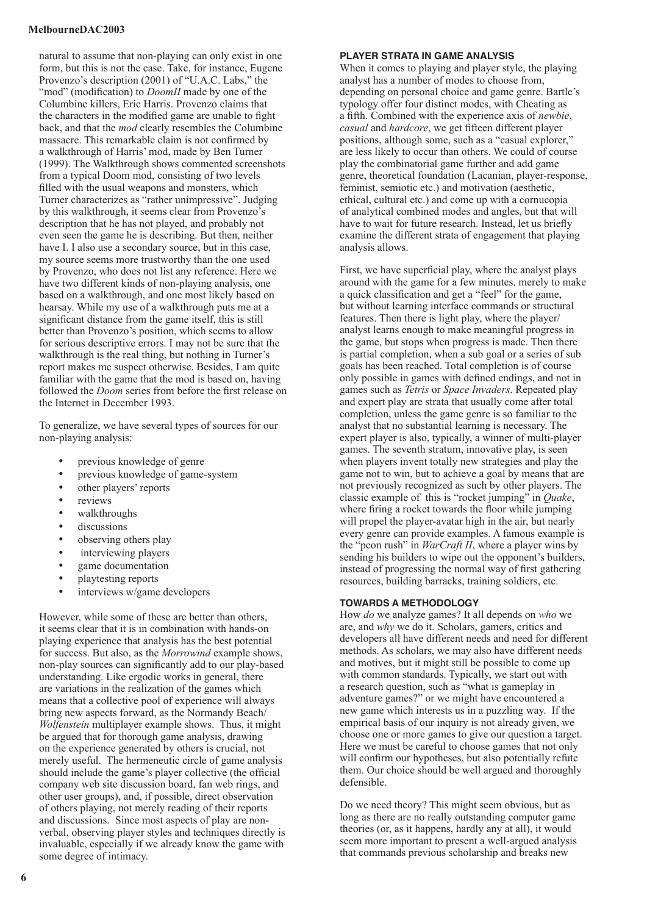natural to assume that non-playing can only exist in one form, but this is not the case. Take, for instance, Eugene Provenzo's description (2001) of "U.A.C. Labs," the "mod" (modification) to *DoomII* made by one of the Columbine killers, Eric Harris. Provenzo claims that the characters in the modified game are unable to fight back, and that the *mod* clearly resembles the Columbine massacre. This remarkable claim is not confirmed by a walkthrough of Harris' mod, made by Ben Turner (1999). The Walkthrough shows commented screenshots from a typical Doom mod, consisting of two levels filled with the usual weapons and monsters, which Turner characterizes as "rather unimpressive". Judging by this walkthrough, it seems clear from Provenzo's description that he has not played, and probably not even seen the game he is describing. But then, neither have I. I also use a secondary source, but in this case, my source seems more trustworthy than the one used by Provenzo, who does not list any reference. Here we have two different kinds of non-playing analysis, one based on a walkthrough, and one most likely based on hearsay. While my use of a walkthrough puts me at a significant distance from the game itself, this is still better than Provenzo's position, which seems to allow for serious descriptive errors. I may not be sure that the walkthrough is the real thing, but nothing in Turner's report makes me suspect otherwise. Besides, I am quite familiar with the game that the mod is based on, having followed the *Doom* series from before the first release on the Internet in December 1993.

To generalize, we have several types of sources for our non-playing analysis:

- previous knowledge of genre
- previous knowledge of game-system
- other players' reports
- reviews
- walkthroughs
- discussions
- observing others play
- interviewing players
- game documentation
- playtesting reports
- interviews w/game developers

However, while some of these are better than others, it seems clear that it is in combination with hands-on playing experience that analysis has the best potential for success. But also, as the *Morrowind* example shows, non-play sources can significantly add to our play-based understanding. Like ergodic works in general, there are variations in the realization of the games which means that a collective pool of experience will always bring new aspects forward, as the Normandy Beach/ *Wolfenstein* multiplayer example shows. Thus, it might be argued that for thorough game analysis, drawing on the experience generated by others is crucial, not merely useful. The hermeneutic circle of game analysis should include the game's player collective (the official company web site discussion board, fan web rings, and other user groups), and, if possible, direct observation of others playing, not merely reading of their reports and discussions. Since most aspects of play are non-verbal, observing player styles and techniques directly is invaluable, especially if we already know the game with some degree of intimacy.

## PLAYER STRATA IN GAME ANALYSIS

When it comes to playing and player style, the playing analyst has a number of modes to choose from, depending on personal choice and game genre. Bartle's typology offer four distinct modes, with Cheating as a fifth. Combined with the experience axis of *newbie*, *casual* and *hardcore*, we get fifteen different player positions, although some, such as a "casual explorer," are less likely to occur than others. We could of course play the combinatorial game further and add game genre, theoretical foundation (Lacanian, player-response, feminist, semiotic etc.) and motivation (aesthetic, ethical, cultural etc.) and come up with a cornucopia of analytical combined modes and angles, but that will have to wait for future research. Instead, let us briefly examine the different strata of engagement that playing analysis allows.

First, we have superficial play, where the analyst plays around with the game for a few minutes, merely to make a quick classification and get a "feel" for the game, but without learning interface commands or structural features. Then there is light play, where the player/ analyst learns enough to make meaningful progress in the game, but stops when progress is made. Then there is partial completion, when a sub goal or a series of sub goals has been reached. Total completion is of course only possible in games with defined endings, and not in games such as *Tetris* or *Space Invaders*. Repeated play and expert play are strata that usually come after total completion, unless the game genre is so familiar to the analyst that no substantial learning is necessary. The expert player is also, typically, a winner of multi-player games. The seventh stratum, innovative play, is seen when players invent totally new strategies and play the game not to win, but to achieve a goal by means that are not previously recognized as such by other players. The classic example of this is "rocket jumping" in *Quake*, where firing a rocket towards the floor while jumping will propel the player-avatar high in the air, but nearly every genre can provide examples. A famous example is the "peon rush" in *WarCraft II*, where a player wins by sending his builders to wipe out the opponent's builders, instead of progressing the normal way of first gathering resources, building barracks, training soldiers, etc.

## TOWARDS A METHODOLOGY

How *do* we analyze games? It all depends on *who* we are, and *why* we do it. Scholars, gamers, critics and developers all have different needs and need for different methods. As scholars, we may also have different needs and motives, but it might still be possible to come up with common standards. Typically, we start out with a research question, such as "what is gameplay in adventure games?" or we might have encountered a new game which interests us in a puzzling way. If the empirical basis of our inquiry is not already given, we choose one or more games to give our question a target. Here we must be careful to choose games that not only will confirm our hypotheses, but also potentially refute them. Our choice should be well argued and thoroughly defensible.

Do we need theory? This might seem obvious, but as long as there are no really outstanding computer game theories (or, as it happens, hardly any at all), it would seem more important to present a well-argued analysis that commands previous scholarship and breaks new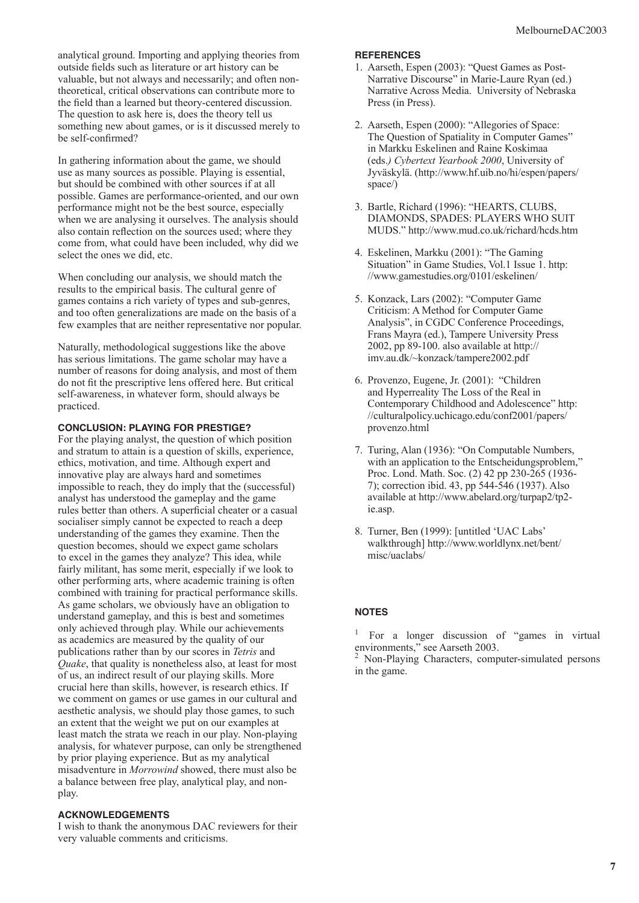analytical ground. Importing and applying theories from outside fields such as literature or art history can be valuable, but not always and necessarily; and often non-theoretical, critical observations can contribute more to the field than a learned but theory-centered discussion. The question to ask here is, does the theory tell us something new about games, or is it discussed merely to be self-confirmed?

In gathering information about the game, we should use as many sources as possible. Playing is essential, but should be combined with other sources if at all possible. Games are performance-oriented, and our own performance might not be the best source, especially when we are analysing it ourselves. The analysis should also contain reflection on the sources used; where they come from, what could have been included, why did we select the ones we did, etc.

When concluding our analysis, we should match the results to the empirical basis. The cultural genre of games contains a rich variety of types and sub-genres, and too often generalizations are made on the basis of a few examples that are neither representative nor popular.

Naturally, methodological suggestions like the above has serious limitations. The game scholar may have a number of reasons for doing analysis, and most of them do not fit the prescriptive lens offered here. But critical self-awareness, in whatever form, should always be practiced.

## CONCLUSION: PLAYING FOR PRESTIGE?

For the playing analyst, the question of which position and stratum to attain is a question of skills, experience, ethics, motivation, and time. Although expert and innovative play are always hard and sometimes impossible to reach, they do imply that the (successful) analyst has understood the gameplay and the game rules better than others. A superficial cheater or a casual socialiser simply cannot be expected to reach a deep understanding of the games they examine. Then the question becomes, should we expect game scholars to excel in the games they analyze? This idea, while fairly militant, has some merit, especially if we look to other performing arts, where academic training is often combined with training for practical performance skills. As game scholars, we obviously have an obligation to understand gameplay, and this is best and sometimes only achieved through play. While our achievements as academics are measured by the quality of our publications rather than by our scores in *Tetris* and *Quake*, that quality is nonetheless also, at least for most of us, an indirect result of our playing skills. More crucial here than skills, however, is research ethics. If we comment on games or use games in our cultural and aesthetic analysis, we should play those games, to such an extent that the weight we put on our examples at least match the strata we reach in our play. Non-playing analysis, for whatever purpose, can only be strengthened by prior playing experience. But as my analytical misadventure in *Morrowind* showed, there must also be a balance between free play, analytical play, and non-play.

## ACKNOWLEDGEMENTS

I wish to thank the anonymous DAC reviewers for their very valuable comments and criticisms.

## REFERENCES

1. Aarseth, Espen (2003): "Quest Games as Post-Narrative Discourse" in Marie-Laure Ryan (ed.) Narrative Across Media. University of Nebraska Press (in Press).

2. Aarseth, Espen (2000): "Allegories of Space: The Question of Spatiality in Computer Games" in Markku Eskelinen and Raine Koskimaa (eds.) *Cybertext Yearbook 2000*, University of Jyväskylä. (http://www.hf.uib.no/hi/espen/papers/space/)

3. Bartle, Richard (1996): "HEARTS, CLUBS, DIAMONDS, SPADES: PLAYERS WHO SUIT MUDS." http://www.mud.co.uk/richard/hcds.htm

4. Eskelinen, Markku (2001): "The Gaming Situation" in Game Studies, Vol.1 Issue 1. http://www.gamestudies.org/0101/eskelinen/

5. Konzack, Lars (2002): "Computer Game Criticism: A Method for Computer Game Analysis", in CGDC Conference Proceedings, Frans Mayra (ed.), Tampere University Press 2002, pp 89-100. also available at http://imv.au.dk/~konzack/tampere2002.pdf

6. Provenzo, Eugene, Jr. (2001): "Children and Hyperreality The Loss of the Real in Contemporary Childhood and Adolescence" http://culturalpolicy.uchicago.edu/conf2001/papers/provenzo.html

7. Turing, Alan (1936): "On Computable Numbers, with an application to the Entscheidungsproblem," Proc. Lond. Math. Soc. (2) 42 pp 230-265 (1936-7); correction ibid. 43, pp 544-546 (1937). Also available at http://www.abelard.org/turpap2/tp2-ie.asp.

8. Turner, Ben (1999): [untitled 'UAC Labs' walkthrough] http://www.worldlynx.net/bent/misc/uaclabs/

## NOTES

[1] For a longer discussion of "games in virtual environments," see Aarseth 2003.

[2] Non-Playing Characters, computer-simulated persons in the game.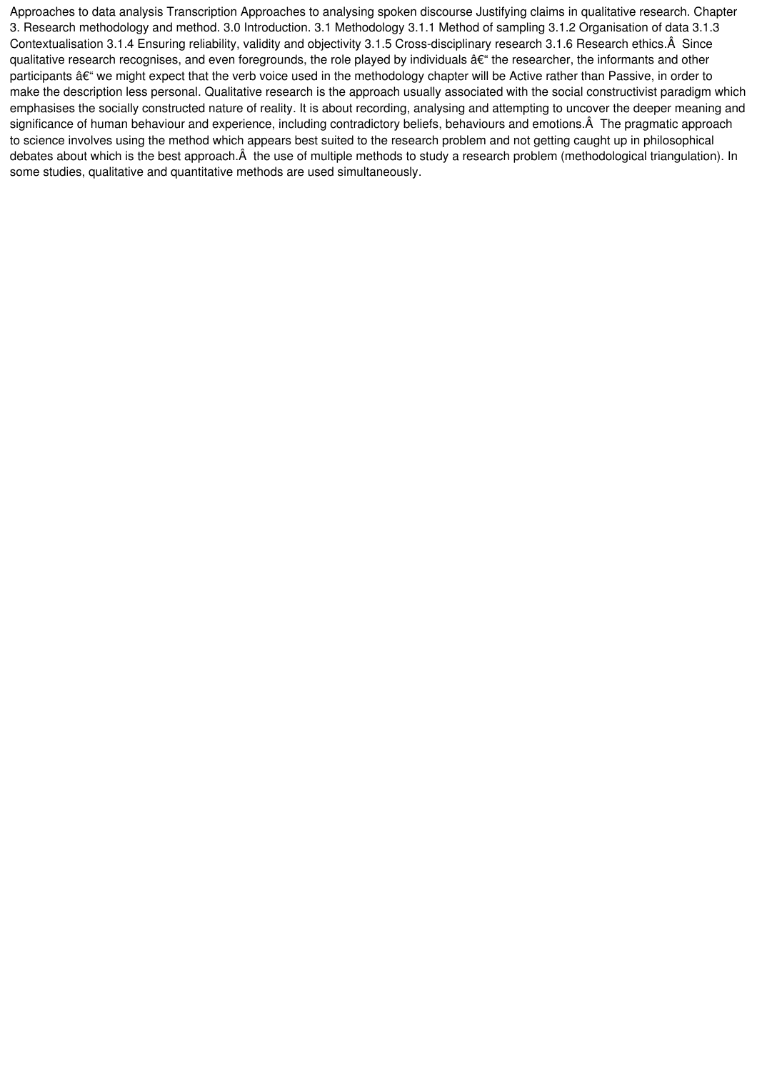Approaches to data analysis Transcription Approaches to analysing spoken discourse Justifying claims in qualitative research. Chapter 3. Research methodology and method. 3.0 Introduction. 3.1 Methodology 3.1.1 Method of sampling 3.1.2 Organisation of data 3.1.3 Contextualisation 3.1.4 Ensuring reliability, validity and objectivity 3.1.5 Cross-disciplinary research 3.1.6 Research ethics.Â  Since qualitative research recognises, and even foregrounds, the role played by individuals â€“ the researcher, the informants and other participants â€“ we might expect that the verb voice used in the methodology chapter will be Active rather than Passive, in order to make the description less personal. Qualitative research is the approach usually associated with the social constructivist paradigm which emphasises the socially constructed nature of reality. It is about recording, analysing and attempting to uncover the deeper meaning and significance of human behaviour and experience, including contradictory beliefs, behaviours and emotions.Â  The pragmatic approach to science involves using the method which appears best suited to the research problem and not getting caught up in philosophical debates about which is the best approach.Â  the use of multiple methods to study a research problem (methodological triangulation). In some studies, qualitative and quantitative methods are used simultaneously.